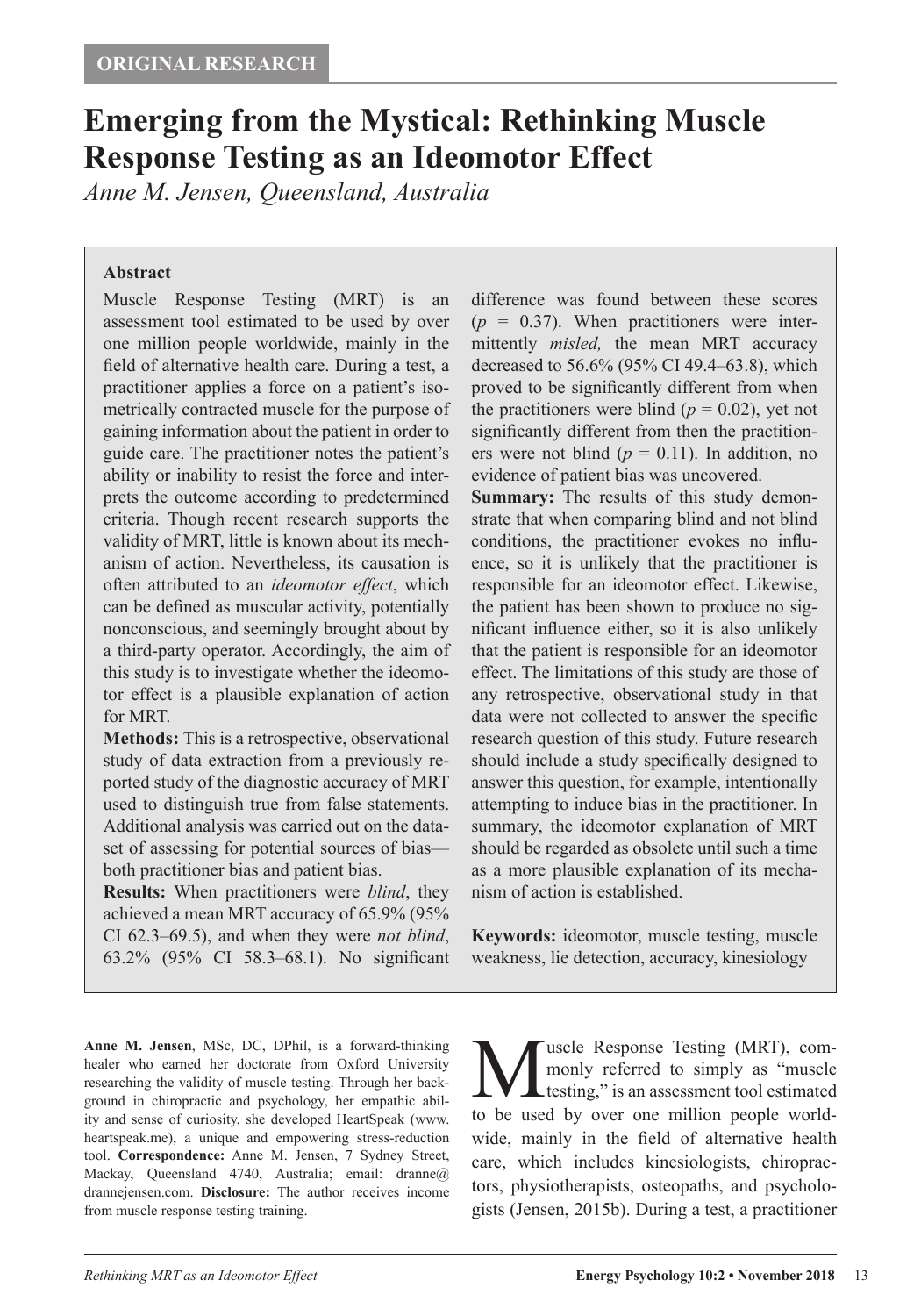ORIGINAL RESEARCH

# Emerging from the Mystical: Rethinking Muscle Response Testing as an Ideomotor Effect

*Anne M. Jensen, Queensland, Australia*

## Abstract

Muscle Response Testing (MRT) is an assessment tool estimated to be used by over one million people worldwide, mainly in the field of alternative health care. During a test, a practitioner applies a force on a patient's isometrically contracted muscle for the purpose of gaining information about the patient in order to guide care. The practitioner notes the patient's ability or inability to resist the force and interprets the outcome according to predetermined criteria. Though recent research supports the validity of MRT, little is known about its mechanism of action. Nevertheless, its causation is often attributed to an *ideomotor effect*, which can be defined as muscular activity, potentially nonconscious, and seemingly brought about by a third-party operator. Accordingly, the aim of this study is to investigate whether the ideomotor effect is a plausible explanation of action for MRT.

**Methods:** This is a retrospective, observational study of data extraction from a previously reported study of the diagnostic accuracy of MRT used to distinguish true from false statements. Additional analysis was carried out on the dataset of assessing for potential sources of bias—both practitioner bias and patient bias.

**Results:** When practitioners were *blind*, they achieved a mean MRT accuracy of 65.9% (95% CI 62.3–69.5), and when they were *not blind*, 63.2% (95% CI 58.3–68.1). No significant difference was found between these scores ($p$ = 0.37). When practitioners were intermittently *misled,* the mean MRT accuracy decreased to 56.6% (95% CI 49.4–63.8), which proved to be significantly different from when the practitioners were blind ($p$ = 0.02), yet not significantly different from then the practitioners were not blind ($p$ = 0.11). In addition, no evidence of patient bias was uncovered.

**Summary:** The results of this study demonstrate that when comparing blind and not blind conditions, the practitioner evokes no influence, so it is unlikely that the practitioner is responsible for an ideomotor effect. Likewise, the patient has been shown to produce no significant influence either, so it is also unlikely that the patient is responsible for an ideomotor effect. The limitations of this study are those of any retrospective, observational study in that data were not collected to answer the specific research question of this study. Future research should include a study specifically designed to answer this question, for example, intentionally attempting to induce bias in the practitioner. In summary, the ideomotor explanation of MRT should be regarded as obsolete until such a time as a more plausible explanation of its mechanism of action is established.

**Keywords:** ideomotor, muscle testing, muscle weakness, lie detection, accuracy, kinesiology

**Anne M. Jensen**, MSc, DC, DPhil, is a forward-thinking healer who earned her doctorate from Oxford University researching the validity of muscle testing. Through her background in chiropractic and psychology, her empathic ability and sense of curiosity, she developed HeartSpeak (www.heartspeak.me), a unique and empowering stress-reduction tool. **Correspondence:** Anne M. Jensen, 7 Sydney Street, Mackay, Queensland 4740, Australia; email: dranne@drannejensen.com. **Disclosure:** The author receives income from muscle response testing training.

Muscle Response Testing (MRT), commonly referred to simply as "muscle testing," is an assessment tool estimated to be used by over one million people worldwide, mainly in the field of alternative health care, which includes kinesiologists, chiropractors, physiotherapists, osteopaths, and psychologists (Jensen, 2015b). During a test, a practitioner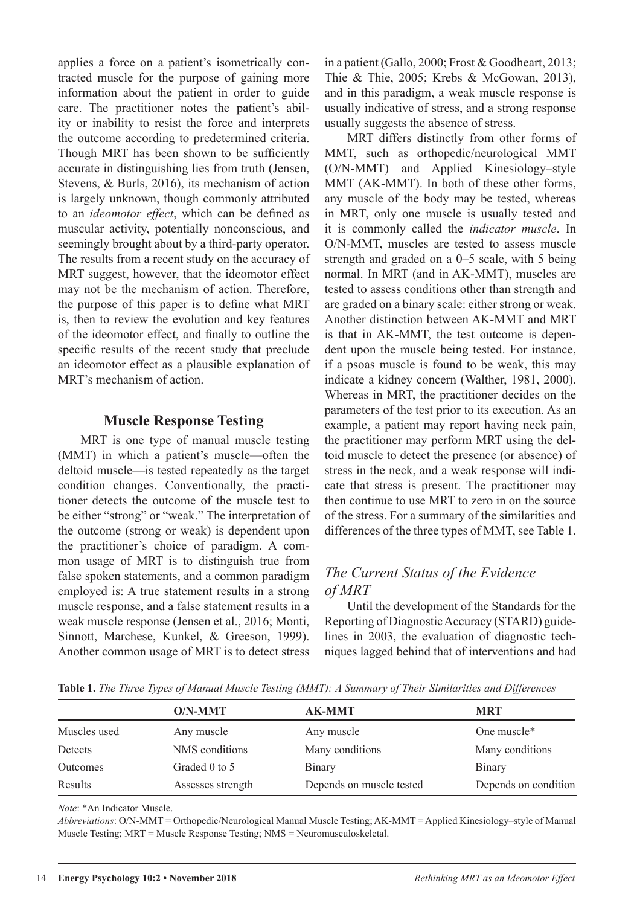applies a force on a patient's isometrically contracted muscle for the purpose of gaining more information about the patient in order to guide care. The practitioner notes the patient's ability or inability to resist the force and interprets the outcome according to predetermined criteria. Though MRT has been shown to be sufficiently accurate in distinguishing lies from truth (Jensen, Stevens, & Burls, 2016), its mechanism of action is largely unknown, though commonly attributed to an *ideomotor effect*, which can be defined as muscular activity, potentially nonconscious, and seemingly brought about by a third-party operator. The results from a recent study on the accuracy of MRT suggest, however, that the ideomotor effect may not be the mechanism of action. Therefore, the purpose of this paper is to define what MRT is, then to review the evolution and key features of the ideomotor effect, and finally to outline the specific results of the recent study that preclude an ideomotor effect as a plausible explanation of MRT's mechanism of action.

## Muscle Response Testing

MRT is one type of manual muscle testing (MMT) in which a patient's muscle—often the deltoid muscle—is tested repeatedly as the target condition changes. Conventionally, the practitioner detects the outcome of the muscle test to be either "strong" or "weak." The interpretation of the outcome (strong or weak) is dependent upon the practitioner's choice of paradigm. A common usage of MRT is to distinguish true from false spoken statements, and a common paradigm employed is: A true statement results in a strong muscle response, and a false statement results in a weak muscle response (Jensen et al., 2016; Monti, Sinnott, Marchese, Kunkel, & Greeson, 1999). Another common usage of MRT is to detect stress in a patient (Gallo, 2000; Frost & Goodheart, 2013; Thie & Thie, 2005; Krebs & McGowan, 2013), and in this paradigm, a weak muscle response is usually indicative of stress, and a strong response usually suggests the absence of stress.

MRT differs distinctly from other forms of MMT, such as orthopedic/neurological MMT (O/N-MMT) and Applied Kinesiology–style MMT (AK-MMT). In both of these other forms, any muscle of the body may be tested, whereas in MRT, only one muscle is usually tested and it is commonly called the *indicator muscle*. In O/N-MMT, muscles are tested to assess muscle strength and graded on a 0–5 scale, with 5 being normal. In MRT (and in AK-MMT), muscles are tested to assess conditions other than strength and are graded on a binary scale: either strong or weak. Another distinction between AK-MMT and MRT is that in AK-MMT, the test outcome is dependent upon the muscle being tested. For instance, if a psoas muscle is found to be weak, this may indicate a kidney concern (Walther, 1981, 2000). Whereas in MRT, the practitioner decides on the parameters of the test prior to its execution. As an example, a patient may report having neck pain, the practitioner may perform MRT using the deltoid muscle to detect the presence (or absence) of stress in the neck, and a weak response will indicate that stress is present. The practitioner may then continue to use MRT to zero in on the source of the stress. For a summary of the similarities and differences of the three types of MMT, see Table 1.

### *The Current Status of the Evidence of MRT*

Until the development of the Standards for the Reporting of Diagnostic Accuracy (STARD) guidelines in 2003, the evaluation of diagnostic techniques lagged behind that of interventions and had

**Table 1.** *The Three Types of Manual Muscle Testing (MMT): A Summary of Their Similarities and Differences*

| | O/N-MMT | AK-MMT | MRT |
|---|---|---|---|
| Muscles used | Any muscle | Any muscle | One muscle* |
| Detects | NMS conditions | Many conditions | Many conditions |
| Outcomes | Graded 0 to 5 | Binary | Binary |
| Results | Assesses strength | Depends on muscle tested | Depends on condition |

*Note*: *An Indicator Muscle.

*Abbreviations*: O/N-MMT = Orthopedic/Neurological Manual Muscle Testing; AK-MMT = Applied Kinesiology–style of Manual Muscle Testing; MRT = Muscle Response Testing; NMS = Neuromusculoskeletal.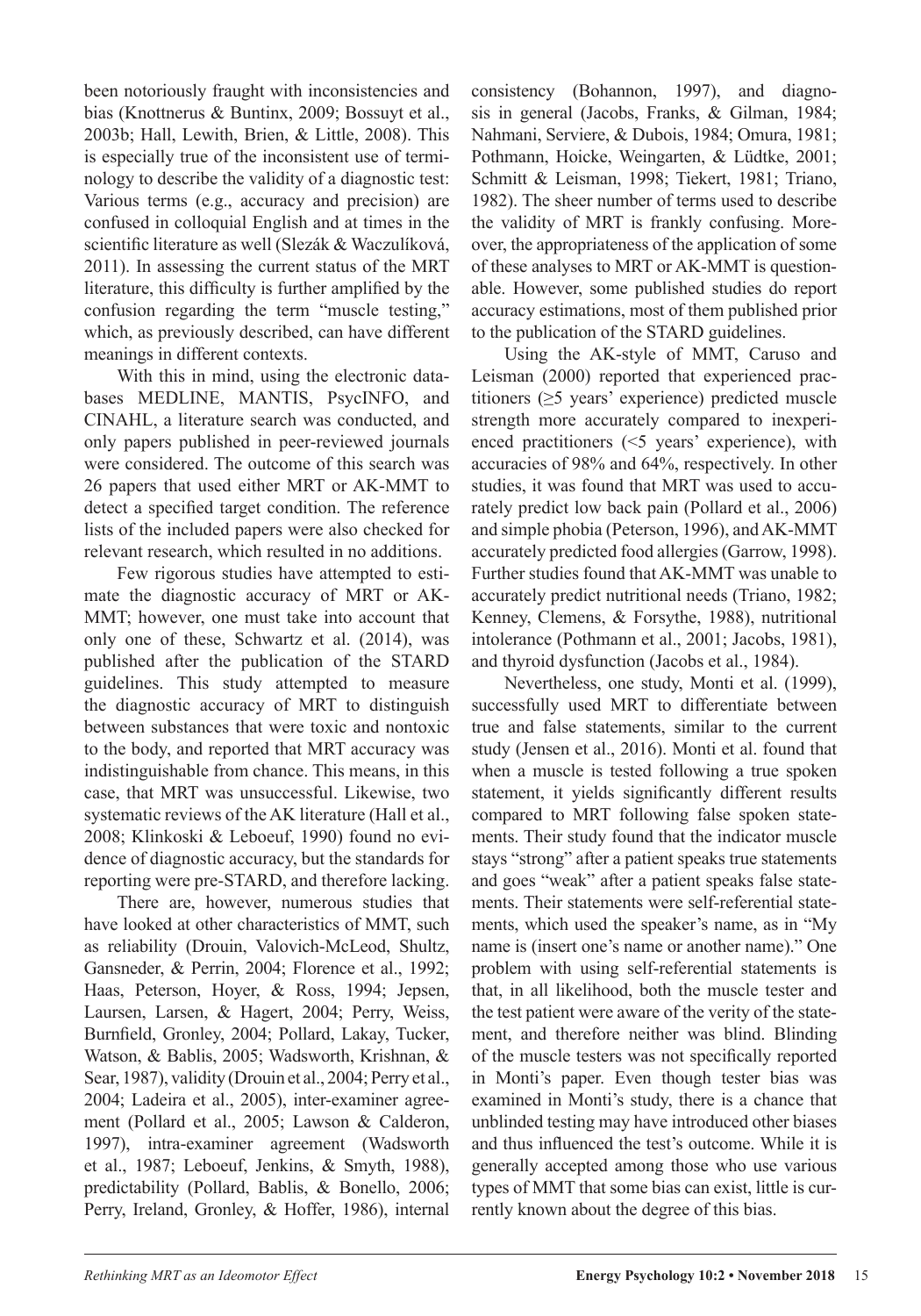been notoriously fraught with inconsistencies and bias (Knottnerus & Buntinx, 2009; Bossuyt et al., 2003b; Hall, Lewith, Brien, & Little, 2008). This is especially true of the inconsistent use of terminology to describe the validity of a diagnostic test: Various terms (e.g., accuracy and precision) are confused in colloquial English and at times in the scientific literature as well (Slezák & Waczulíková, 2011). In assessing the current status of the MRT literature, this difficulty is further amplified by the confusion regarding the term "muscle testing," which, as previously described, can have different meanings in different contexts.

With this in mind, using the electronic databases MEDLINE, MANTIS, PsycINFO, and CINAHL, a literature search was conducted, and only papers published in peer-reviewed journals were considered. The outcome of this search was 26 papers that used either MRT or AK-MMT to detect a specified target condition. The reference lists of the included papers were also checked for relevant research, which resulted in no additions.

Few rigorous studies have attempted to estimate the diagnostic accuracy of MRT or AK-MMT; however, one must take into account that only one of these, Schwartz et al. (2014), was published after the publication of the STARD guidelines. This study attempted to measure the diagnostic accuracy of MRT to distinguish between substances that were toxic and nontoxic to the body, and reported that MRT accuracy was indistinguishable from chance. This means, in this case, that MRT was unsuccessful. Likewise, two systematic reviews of the AK literature (Hall et al., 2008; Klinkoski & Leboeuf, 1990) found no evidence of diagnostic accuracy, but the standards for reporting were pre-STARD, and therefore lacking.

There are, however, numerous studies that have looked at other characteristics of MMT, such as reliability (Drouin, Valovich-McLeod, Shultz, Gansneder, & Perrin, 2004; Florence et al., 1992; Haas, Peterson, Hoyer, & Ross, 1994; Jepsen, Laursen, Larsen, & Hagert, 2004; Perry, Weiss, Burnfield, Gronley, 2004; Pollard, Lakay, Tucker, Watson, & Bablis, 2005; Wadsworth, Krishnan, & Sear, 1987), validity (Drouin et al., 2004; Perry et al., 2004; Ladeira et al., 2005), inter-examiner agreement (Pollard et al., 2005; Lawson & Calderon, 1997), intra-examiner agreement (Wadsworth et al., 1987; Leboeuf, Jenkins, & Smyth, 1988), predictability (Pollard, Bablis, & Bonello, 2006; Perry, Ireland, Gronley, & Hoffer, 1986), internal consistency (Bohannon, 1997), and diagnosis in general (Jacobs, Franks, & Gilman, 1984; Nahmani, Serviere, & Dubois, 1984; Omura, 1981; Pothmann, Hoicke, Weingarten, & Lüdtke, 2001; Schmitt & Leisman, 1998; Tiekert, 1981; Triano, 1982). The sheer number of terms used to describe the validity of MRT is frankly confusing. Moreover, the appropriateness of the application of some of these analyses to MRT or AK-MMT is questionable. However, some published studies do report accuracy estimations, most of them published prior to the publication of the STARD guidelines.

Using the AK-style of MMT, Caruso and Leisman (2000) reported that experienced practitioners (≥5 years' experience) predicted muscle strength more accurately compared to inexperienced practitioners (<5 years' experience), with accuracies of 98% and 64%, respectively. In other studies, it was found that MRT was used to accurately predict low back pain (Pollard et al., 2006) and simple phobia (Peterson, 1996), and AK-MMT accurately predicted food allergies (Garrow, 1998). Further studies found that AK-MMT was unable to accurately predict nutritional needs (Triano, 1982; Kenney, Clemens, & Forsythe, 1988), nutritional intolerance (Pothmann et al., 2001; Jacobs, 1981), and thyroid dysfunction (Jacobs et al., 1984).

Nevertheless, one study, Monti et al. (1999), successfully used MRT to differentiate between true and false statements, similar to the current study (Jensen et al., 2016). Monti et al. found that when a muscle is tested following a true spoken statement, it yields significantly different results compared to MRT following false spoken statements. Their study found that the indicator muscle stays "strong" after a patient speaks true statements and goes "weak" after a patient speaks false statements. Their statements were self-referential statements, which used the speaker's name, as in "My name is (insert one's name or another name)." One problem with using self-referential statements is that, in all likelihood, both the muscle tester and the test patient were aware of the verity of the statement, and therefore neither was blind. Blinding of the muscle testers was not specifically reported in Monti's paper. Even though tester bias was examined in Monti's study, there is a chance that unblinded testing may have introduced other biases and thus influenced the test's outcome. While it is generally accepted among those who use various types of MMT that some bias can exist, little is currently known about the degree of this bias.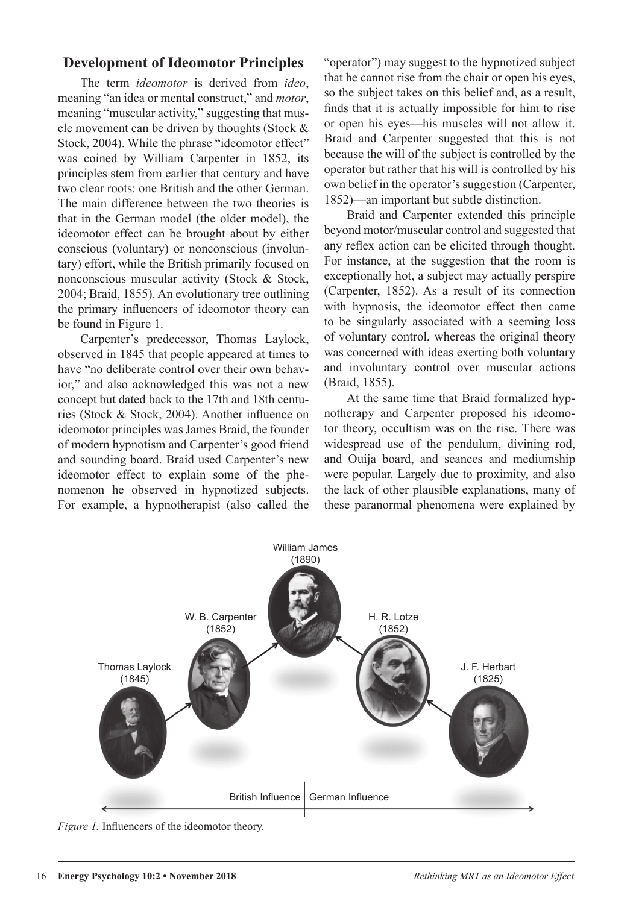## Development of Ideomotor Principles

The term *ideomotor* is derived from *ideo*, meaning "an idea or mental construct," and *motor*, meaning "muscular activity," suggesting that muscle movement can be driven by thoughts (Stock & Stock, 2004). While the phrase "ideomotor effect" was coined by William Carpenter in 1852, its principles stem from earlier that century and have two clear roots: one British and the other German. The main difference between the two theories is that in the German model (the older model), the ideomotor effect can be brought about by either conscious (voluntary) or nonconscious (involuntary) effort, while the British primarily focused on nonconscious muscular activity (Stock & Stock, 2004; Braid, 1855). An evolutionary tree outlining the primary influencers of ideomotor theory can be found in Figure 1.

Carpenter's predecessor, Thomas Laylock, observed in 1845 that people appeared at times to have "no deliberate control over their own behavior," and also acknowledged this was not a new concept but dated back to the 17th and 18th centuries (Stock & Stock, 2004). Another influence on ideomotor principles was James Braid, the founder of modern hypnotism and Carpenter's good friend and sounding board. Braid used Carpenter's new ideomotor effect to explain some of the phenomenon he observed in hypnotized subjects. For example, a hypnotherapist (also called the "operator") may suggest to the hypnotized subject that he cannot rise from the chair or open his eyes, so the subject takes on this belief and, as a result, finds that it is actually impossible for him to rise or open his eyes—his muscles will not allow it. Braid and Carpenter suggested that this is not because the will of the subject is controlled by the operator but rather that his will is controlled by his own belief in the operator's suggestion (Carpenter, 1852)—an important but subtle distinction.

Braid and Carpenter extended this principle beyond motor/muscular control and suggested that any reflex action can be elicited through thought. For instance, at the suggestion that the room is exceptionally hot, a subject may actually perspire (Carpenter, 1852). As a result of its connection with hypnosis, the ideomotor effect then came to be singularly associated with a seeming loss of voluntary control, whereas the original theory was concerned with ideas exerting both voluntary and involuntary control over muscular actions (Braid, 1855).

At the same time that Braid formalized hypnotherapy and Carpenter proposed his ideomotor theory, occultism was on the rise. There was widespread use of the pendulum, divining rod, and Ouija board, and seances and mediumship were popular. Largely due to proximity, and also the lack of other plausible explanations, many of these paranormal phenomena were explained by

Thomas Laylock (1845) → W. B. Carpenter (1852) → William James (1890) ← H. R. Lotze (1852) ← J. F. Herbart (1825)

British Influence | German Influence

*Figure 1.* Influencers of the ideomotor theory.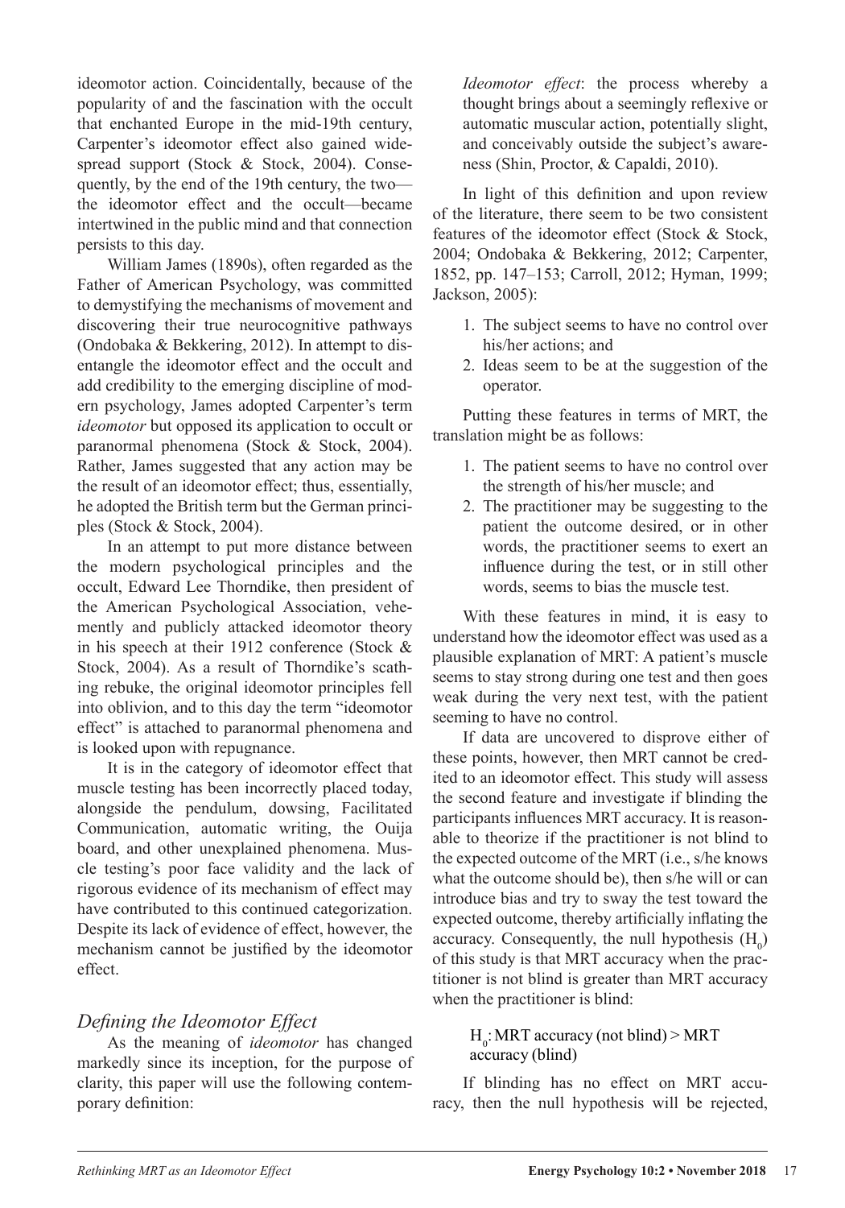ideomotor action. Coincidentally, because of the popularity of and the fascination with the occult that enchanted Europe in the mid-19th century, Carpenter's ideomotor effect also gained widespread support (Stock & Stock, 2004). Consequently, by the end of the 19th century, the two—the ideomotor effect and the occult—became intertwined in the public mind and that connection persists to this day.

William James (1890s), often regarded as the Father of American Psychology, was committed to demystifying the mechanisms of movement and discovering their true neurocognitive pathways (Ondobaka & Bekkering, 2012). In attempt to disentangle the ideomotor effect and the occult and add credibility to the emerging discipline of modern psychology, James adopted Carpenter's term *ideomotor* but opposed its application to occult or paranormal phenomena (Stock & Stock, 2004). Rather, James suggested that any action may be the result of an ideomotor effect; thus, essentially, he adopted the British term but the German principles (Stock & Stock, 2004).

In an attempt to put more distance between the modern psychological principles and the occult, Edward Lee Thorndike, then president of the American Psychological Association, vehemently and publicly attacked ideomotor theory in his speech at their 1912 conference (Stock & Stock, 2004). As a result of Thorndike's scathing rebuke, the original ideomotor principles fell into oblivion, and to this day the term "ideomotor effect" is attached to paranormal phenomena and is looked upon with repugnance.

It is in the category of ideomotor effect that muscle testing has been incorrectly placed today, alongside the pendulum, dowsing, Facilitated Communication, automatic writing, the Ouija board, and other unexplained phenomena. Muscle testing's poor face validity and the lack of rigorous evidence of its mechanism of effect may have contributed to this continued categorization. Despite its lack of evidence of effect, however, the mechanism cannot be justified by the ideomotor effect.

## *Defining the Ideomotor Effect*

As the meaning of *ideomotor* has changed markedly since its inception, for the purpose of clarity, this paper will use the following contemporary definition:

> *Ideomotor effect*: the process whereby a thought brings about a seemingly reflexive or automatic muscular action, potentially slight, and conceivably outside the subject's awareness (Shin, Proctor, & Capaldi, 2010).

In light of this definition and upon review of the literature, there seem to be two consistent features of the ideomotor effect (Stock & Stock, 2004; Ondobaka & Bekkering, 2012; Carpenter, 1852, pp. 147–153; Carroll, 2012; Hyman, 1999; Jackson, 2005):

1. The subject seems to have no control over his/her actions; and
2. Ideas seem to be at the suggestion of the operator.

Putting these features in terms of MRT, the translation might be as follows:

1. The patient seems to have no control over the strength of his/her muscle; and
2. The practitioner may be suggesting to the patient the outcome desired, or in other words, the practitioner seems to exert an influence during the test, or in still other words, seems to bias the muscle test.

With these features in mind, it is easy to understand how the ideomotor effect was used as a plausible explanation of MRT: A patient's muscle seems to stay strong during one test and then goes weak during the very next test, with the patient seeming to have no control.

If data are uncovered to disprove either of these points, however, then MRT cannot be credited to an ideomotor effect. This study will assess the second feature and investigate if blinding the participants influences MRT accuracy. It is reasonable to theorize if the practitioner is not blind to the expected outcome of the MRT (i.e., s/he knows what the outcome should be), then s/he will or can introduce bias and try to sway the test toward the expected outcome, thereby artificially inflating the accuracy. Consequently, the null hypothesis ($H_0$) of this study is that MRT accuracy when the practitioner is not blind is greater than MRT accuracy when the practitioner is blind:

$$H_0\text{: MRT accuracy (not blind)} > \text{MRT accuracy (blind)}$$

If blinding has no effect on MRT accuracy, then the null hypothesis will be rejected,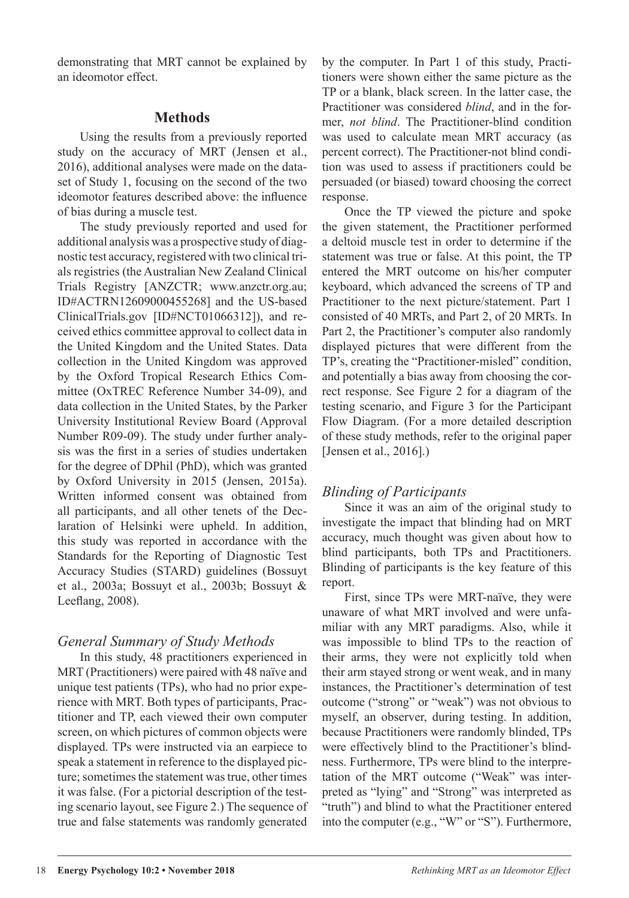demonstrating that MRT cannot be explained by an ideomotor effect.

## Methods

Using the results from a previously reported study on the accuracy of MRT (Jensen et al., 2016), additional analyses were made on the dataset of Study 1, focusing on the second of the two ideomotor features described above: the influence of bias during a muscle test.

The study previously reported and used for additional analysis was a prospective study of diagnostic test accuracy, registered with two clinical trials registries (the Australian New Zealand Clinical Trials Registry [ANZCTR; www.anzctr.org.au; ID#ACTRN12609000455268] and the US-based ClinicalTrials.gov [ID#NCT01066312]), and received ethics committee approval to collect data in the United Kingdom and the United States. Data collection in the United Kingdom was approved by the Oxford Tropical Research Ethics Committee (OxTREC Reference Number 34-09), and data collection in the United States, by the Parker University Institutional Review Board (Approval Number R09-09). The study under further analysis was the first in a series of studies undertaken for the degree of DPhil (PhD), which was granted by Oxford University in 2015 (Jensen, 2015a). Written informed consent was obtained from all participants, and all other tenets of the Declaration of Helsinki were upheld. In addition, this study was reported in accordance with the Standards for the Reporting of Diagnostic Test Accuracy Studies (STARD) guidelines (Bossuyt et al., 2003a; Bossuyt et al., 2003b; Bossuyt & Leeflang, 2008).

### *General Summary of Study Methods*

In this study, 48 practitioners experienced in MRT (Practitioners) were paired with 48 naïve and unique test patients (TPs), who had no prior experience with MRT. Both types of participants, Practitioner and TP, each viewed their own computer screen, on which pictures of common objects were displayed. TPs were instructed via an earpiece to speak a statement in reference to the displayed picture; sometimes the statement was true, other times it was false. (For a pictorial description of the testing scenario layout, see Figure 2.) The sequence of true and false statements was randomly generated by the computer. In Part 1 of this study, Practitioners were shown either the same picture as the TP or a blank, black screen. In the latter case, the Practitioner was considered *blind*, and in the former, *not blind*. The Practitioner-blind condition was used to calculate mean MRT accuracy (as percent correct). The Practitioner-not blind condition was used to assess if practitioners could be persuaded (or biased) toward choosing the correct response.

Once the TP viewed the picture and spoke the given statement, the Practitioner performed a deltoid muscle test in order to determine if the statement was true or false. At this point, the TP entered the MRT outcome on his/her computer keyboard, which advanced the screens of TP and Practitioner to the next picture/statement. Part 1 consisted of 40 MRTs, and Part 2, of 20 MRTs. In Part 2, the Practitioner's computer also randomly displayed pictures that were different from the TP's, creating the "Practitioner-misled" condition, and potentially a bias away from choosing the correct response. See Figure 2 for a diagram of the testing scenario, and Figure 3 for the Participant Flow Diagram. (For a more detailed description of these study methods, refer to the original paper [Jensen et al., 2016].)

### *Blinding of Participants*

Since it was an aim of the original study to investigate the impact that blinding had on MRT accuracy, much thought was given about how to blind participants, both TPs and Practitioners. Blinding of participants is the key feature of this report.

First, since TPs were MRT-naïve, they were unaware of what MRT involved and were unfamiliar with any MRT paradigms. Also, while it was impossible to blind TPs to the reaction of their arms, they were not explicitly told when their arm stayed strong or went weak, and in many instances, the Practitioner's determination of test outcome ("strong" or "weak") was not obvious to myself, an observer, during testing. In addition, because Practitioners were randomly blinded, TPs were effectively blind to the Practitioner's blindness. Furthermore, TPs were blind to the interpretation of the MRT outcome ("Weak" was interpreted as "lying" and "Strong" was interpreted as "truth") and blind to what the Practitioner entered into the computer (e.g., "W" or "S"). Furthermore,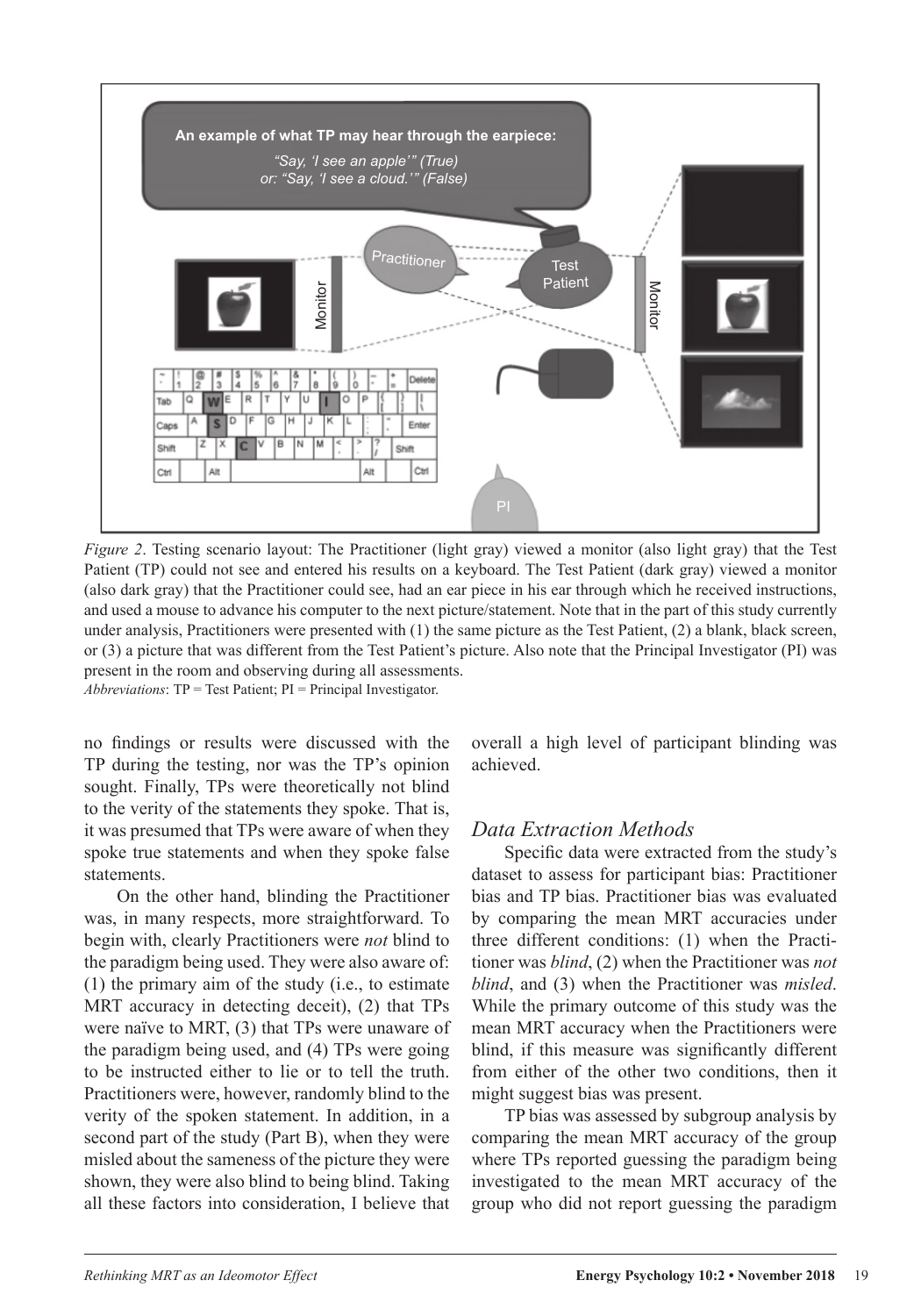*Figure 2*. Testing scenario layout: The Practitioner (light gray) viewed a monitor (also light gray) that the Test Patient (TP) could not see and entered his results on a keyboard. The Test Patient (dark gray) viewed a monitor (also dark gray) that the Practitioner could see, had an ear piece in his ear through which he received instructions, and used a mouse to advance his computer to the next picture/statement. Note that in the part of this study currently under analysis, Practitioners were presented with (1) the same picture as the Test Patient, (2) a blank, black screen, or (3) a picture that was different from the Test Patient's picture. Also note that the Principal Investigator (PI) was present in the room and observing during all assessments.
*Abbreviations*: TP = Test Patient; PI = Principal Investigator.

no findings or results were discussed with the TP during the testing, nor was the TP's opinion sought. Finally, TPs were theoretically not blind to the verity of the statements they spoke. That is, it was presumed that TPs were aware of when they spoke true statements and when they spoke false statements.

On the other hand, blinding the Practitioner was, in many respects, more straightforward. To begin with, clearly Practitioners were *not* blind to the paradigm being used. They were also aware of: (1) the primary aim of the study (i.e., to estimate MRT accuracy in detecting deceit), (2) that TPs were naïve to MRT, (3) that TPs were unaware of the paradigm being used, and (4) TPs were going to be instructed either to lie or to tell the truth. Practitioners were, however, randomly blind to the verity of the spoken statement. In addition, in a second part of the study (Part B), when they were misled about the sameness of the picture they were shown, they were also blind to being blind. Taking all these factors into consideration, I believe that overall a high level of participant blinding was achieved.

## *Data Extraction Methods*

Specific data were extracted from the study's dataset to assess for participant bias: Practitioner bias and TP bias. Practitioner bias was evaluated by comparing the mean MRT accuracies under three different conditions: (1) when the Practitioner was *blind*, (2) when the Practitioner was *not blind*, and (3) when the Practitioner was *misled*. While the primary outcome of this study was the mean MRT accuracy when the Practitioners were blind, if this measure was significantly different from either of the other two conditions, then it might suggest bias was present.

TP bias was assessed by subgroup analysis by comparing the mean MRT accuracy of the group where TPs reported guessing the paradigm being investigated to the mean MRT accuracy of the group who did not report guessing the paradigm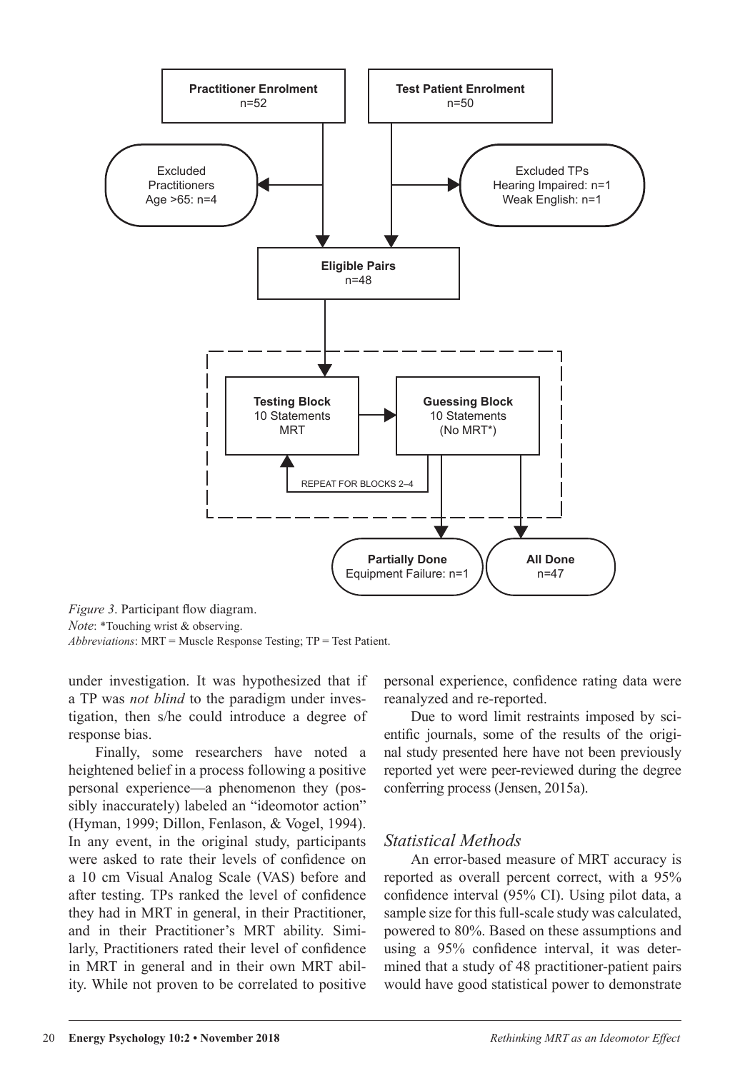Practitioner Enrolment
n=52

Test Patient Enrolment
n=50

Excluded Practitioners
Age >65: n=4

Excluded TPs
Hearing Impaired: n=1
Weak English: n=1

Eligible Pairs
n=48

Testing Block
10 Statements
MRT

Guessing Block
10 Statements
(No MRT*)

REPEAT FOR BLOCKS 2–4

Partially Done
Equipment Failure: n=1

All Done
n=47

*Figure 3*. Participant flow diagram.
*Note*: *Touching wrist & observing.
*Abbreviations*: MRT = Muscle Response Testing; TP = Test Patient.

under investigation. It was hypothesized that if a TP was *not blind* to the paradigm under investigation, then s/he could introduce a degree of response bias.

Finally, some researchers have noted a heightened belief in a process following a positive personal experience—a phenomenon they (possibly inaccurately) labeled an "ideomotor action" (Hyman, 1999; Dillon, Fenlason, & Vogel, 1994). In any event, in the original study, participants were asked to rate their levels of confidence on a 10 cm Visual Analog Scale (VAS) before and after testing. TPs ranked the level of confidence they had in MRT in general, in their Practitioner, and in their Practitioner's MRT ability. Similarly, Practitioners rated their level of confidence in MRT in general and in their own MRT ability. While not proven to be correlated to positive personal experience, confidence rating data were reanalyzed and re-reported.

Due to word limit restraints imposed by scientific journals, some of the results of the original study presented here have not been previously reported yet were peer-reviewed during the degree conferring process (Jensen, 2015a).

### *Statistical Methods*

An error-based measure of MRT accuracy is reported as overall percent correct, with a 95% confidence interval (95% CI). Using pilot data, a sample size for this full-scale study was calculated, powered to 80%. Based on these assumptions and using a 95% confidence interval, it was determined that a study of 48 practitioner-patient pairs would have good statistical power to demonstrate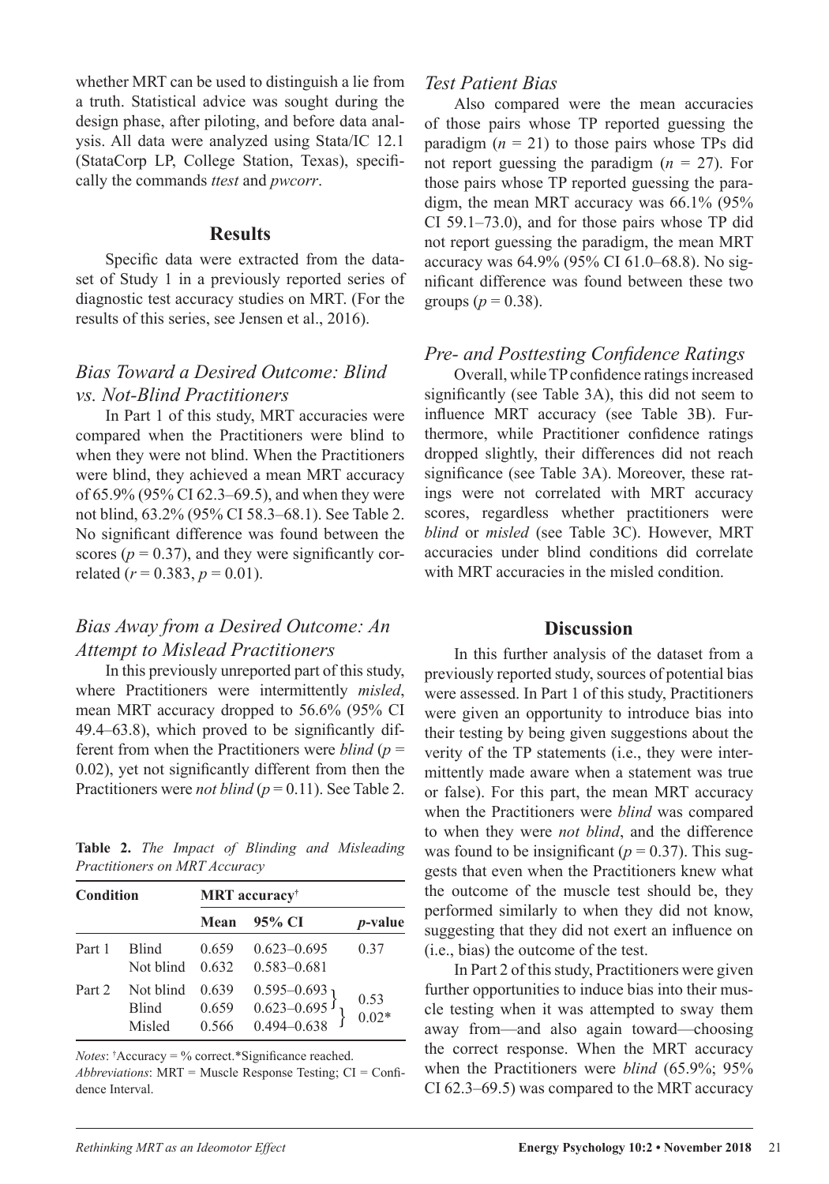whether MRT can be used to distinguish a lie from a truth. Statistical advice was sought during the design phase, after piloting, and before data analysis. All data were analyzed using Stata/IC 12.1 (StataCorp LP, College Station, Texas), specifically the commands *ttest* and *pwcorr*.

## Results

Specific data were extracted from the dataset of Study 1 in a previously reported series of diagnostic test accuracy studies on MRT. (For the results of this series, see Jensen et al., 2016).

### *Bias Toward a Desired Outcome: Blind vs. Not-Blind Practitioners*

In Part 1 of this study, MRT accuracies were compared when the Practitioners were blind to when they were not blind. When the Practitioners were blind, they achieved a mean MRT accuracy of 65.9% (95% CI 62.3–69.5), and when they were not blind, 63.2% (95% CI 58.3–68.1). See Table 2. No significant difference was found between the scores ($p = 0.37$), and they were significantly correlated ($r = 0.383$, $p = 0.01$).

### *Bias Away from a Desired Outcome: An Attempt to Mislead Practitioners*

In this previously unreported part of this study, where Practitioners were intermittently *misled*, mean MRT accuracy dropped to 56.6% (95% CI 49.4–63.8), which proved to be significantly different from when the Practitioners were *blind* ($p = 0.02$), yet not significantly different from then the Practitioners were *not blind* ($p = 0.11$). See Table 2.

**Table 2.** *The Impact of Blinding and Misleading Practitioners on MRT Accuracy*

| Condition | | MRT accuracy† | | |
|---|---|---|---|---|
| | | Mean | 95% CI | *p*-value |
| Part 1 | Blind | 0.659 | 0.623–0.695 | 0.37 |
| | Not blind | 0.632 | 0.583–0.681 | |
| Part 2 | Not blind | 0.639 | 0.595–0.693 | 0.53 (Not blind vs. Blind) |
| | Blind | 0.659 | 0.623–0.695 | 0.02* (Blind vs. Misled) |
| | Misled | 0.566 | 0.494–0.638 | |

*Notes*: †Accuracy = % correct.*Significance reached.
*Abbreviations*: MRT = Muscle Response Testing; CI = Confidence Interval.

### *Test Patient Bias*

Also compared were the mean accuracies of those pairs whose TP reported guessing the paradigm ($n = 21$) to those pairs whose TPs did not report guessing the paradigm ($n = 27$). For those pairs whose TP reported guessing the paradigm, the mean MRT accuracy was 66.1% (95% CI 59.1–73.0), and for those pairs whose TP did not report guessing the paradigm, the mean MRT accuracy was 64.9% (95% CI 61.0–68.8). No significant difference was found between these two groups ($p = 0.38$).

### *Pre- and Posttesting Confidence Ratings*

Overall, while TP confidence ratings increased significantly (see Table 3A), this did not seem to influence MRT accuracy (see Table 3B). Furthermore, while Practitioner confidence ratings dropped slightly, their differences did not reach significance (see Table 3A). Moreover, these ratings were not correlated with MRT accuracy scores, regardless whether practitioners were *blind* or *misled* (see Table 3C). However, MRT accuracies under blind conditions did correlate with MRT accuracies in the misled condition.

## Discussion

In this further analysis of the dataset from a previously reported study, sources of potential bias were assessed. In Part 1 of this study, Practitioners were given an opportunity to introduce bias into their testing by being given suggestions about the verity of the TP statements (i.e., they were intermittently made aware when a statement was true or false). For this part, the mean MRT accuracy when the Practitioners were *blind* was compared to when they were *not blind*, and the difference was found to be insignificant ($p = 0.37$). This suggests that even when the Practitioners knew what the outcome of the muscle test should be, they performed similarly to when they did not know, suggesting that they did not exert an influence on (i.e., bias) the outcome of the test.

In Part 2 of this study, Practitioners were given further opportunities to induce bias into their muscle testing when it was attempted to sway them away from—and also again toward—choosing the correct response. When the MRT accuracy when the Practitioners were *blind* (65.9%; 95% CI 62.3–69.5) was compared to the MRT accuracy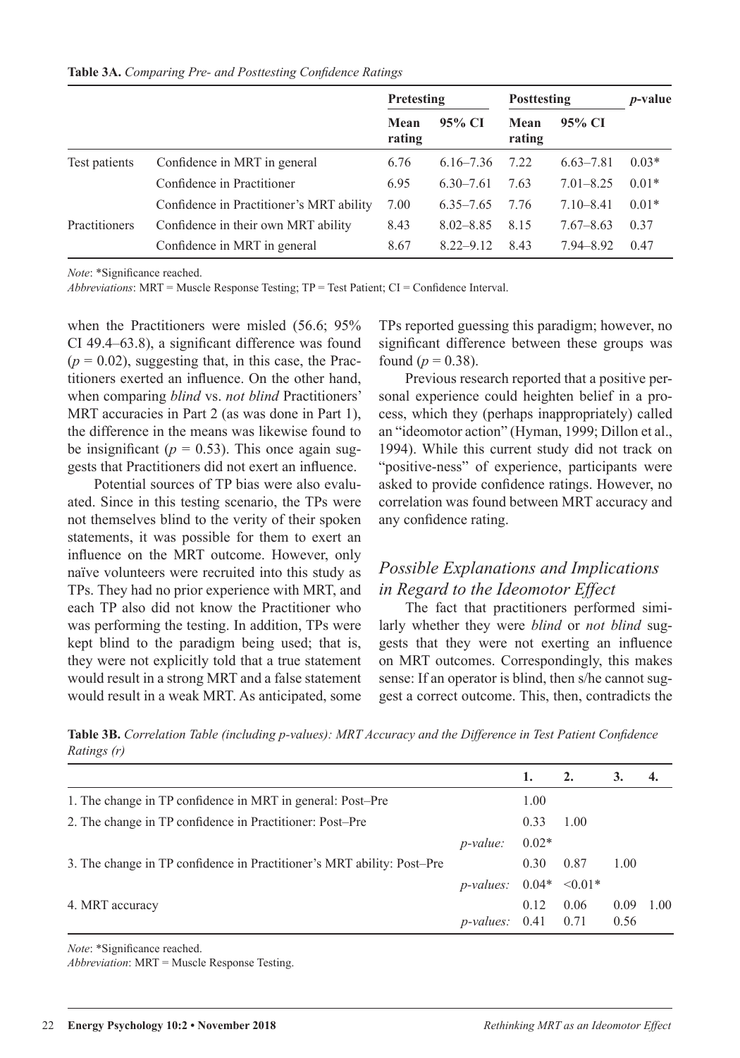**Table 3A.** *Comparing Pre- and Posttesting Confidence Ratings*

| | | Pretesting | | Posttesting | | *p*-value |
|---|---|---|---|---|---|---|
| | | Mean rating | 95% CI | Mean rating | 95% CI | |
| Test patients | Confidence in MRT in general | 6.76 | 6.16–7.36 | 7.22 | 6.63–7.81 | 0.03* |
| | Confidence in Practitioner | 6.95 | 6.30–7.61 | 7.63 | 7.01–8.25 | 0.01* |
| | Confidence in Practitioner's MRT ability | 7.00 | 6.35–7.65 | 7.76 | 7.10–8.41 | 0.01* |
| Practitioners | Confidence in their own MRT ability | 8.43 | 8.02–8.85 | 8.15 | 7.67–8.63 | 0.37 |
| | Confidence in MRT in general | 8.67 | 8.22–9.12 | 8.43 | 7.94–8.92 | 0.47 |

*Note*: *Significance reached.

*Abbreviations*: MRT = Muscle Response Testing; TP = Test Patient; CI = Confidence Interval.

when the Practitioners were misled (56.6; 95% CI 49.4–63.8), a significant difference was found ($p = 0.02$), suggesting that, in this case, the Practitioners exerted an influence. On the other hand, when comparing *blind* vs. *not blind* Practitioners' MRT accuracies in Part 2 (as was done in Part 1), the difference in the means was likewise found to be insignificant ($p = 0.53$). This once again suggests that Practitioners did not exert an influence.

Potential sources of TP bias were also evaluated. Since in this testing scenario, the TPs were not themselves blind to the verity of their spoken statements, it was possible for them to exert an influence on the MRT outcome. However, only naïve volunteers were recruited into this study as TPs. They had no prior experience with MRT, and each TP also did not know the Practitioner who was performing the testing. In addition, TPs were kept blind to the paradigm being used; that is, they were not explicitly told that a true statement would result in a strong MRT and a false statement would result in a weak MRT. As anticipated, some TPs reported guessing this paradigm; however, no significant difference between these groups was found ($p = 0.38$).

Previous research reported that a positive personal experience could heighten belief in a process, which they (perhaps inappropriately) called an "ideomotor action" (Hyman, 1999; Dillon et al., 1994). While this current study did not track on "positive-ness" of experience, participants were asked to provide confidence ratings. However, no correlation was found between MRT accuracy and any confidence rating.

## *Possible Explanations and Implications in Regard to the Ideomotor Effect*

The fact that practitioners performed similarly whether they were *blind* or *not blind* suggests that they were not exerting an influence on MRT outcomes. Correspondingly, this makes sense: If an operator is blind, then s/he cannot suggest a correct outcome. This, then, contradicts the

**Table 3B.** *Correlation Table (including p-values): MRT Accuracy and the Difference in Test Patient Confidence Ratings (r)*

| | | 1. | 2. | 3. | 4. |
|---|---|---|---|---|---|
| 1. The change in TP confidence in MRT in general: Post–Pre | | 1.00 | | | |
| 2. The change in TP confidence in Practitioner: Post–Pre | | 0.33 | 1.00 | | |
| | *p-value:* | 0.02* | | | |
| 3. The change in TP confidence in Practitioner's MRT ability: Post–Pre | | 0.30 | 0.87 | 1.00 | |
| | *p-values:* | 0.04* | <0.01* | | |
| 4. MRT accuracy | | 0.12 | 0.06 | 0.09 | 1.00 |
| | *p-values:* | 0.41 | 0.71 | 0.56 | |

*Note*: *Significance reached.

*Abbreviation*: MRT = Muscle Response Testing.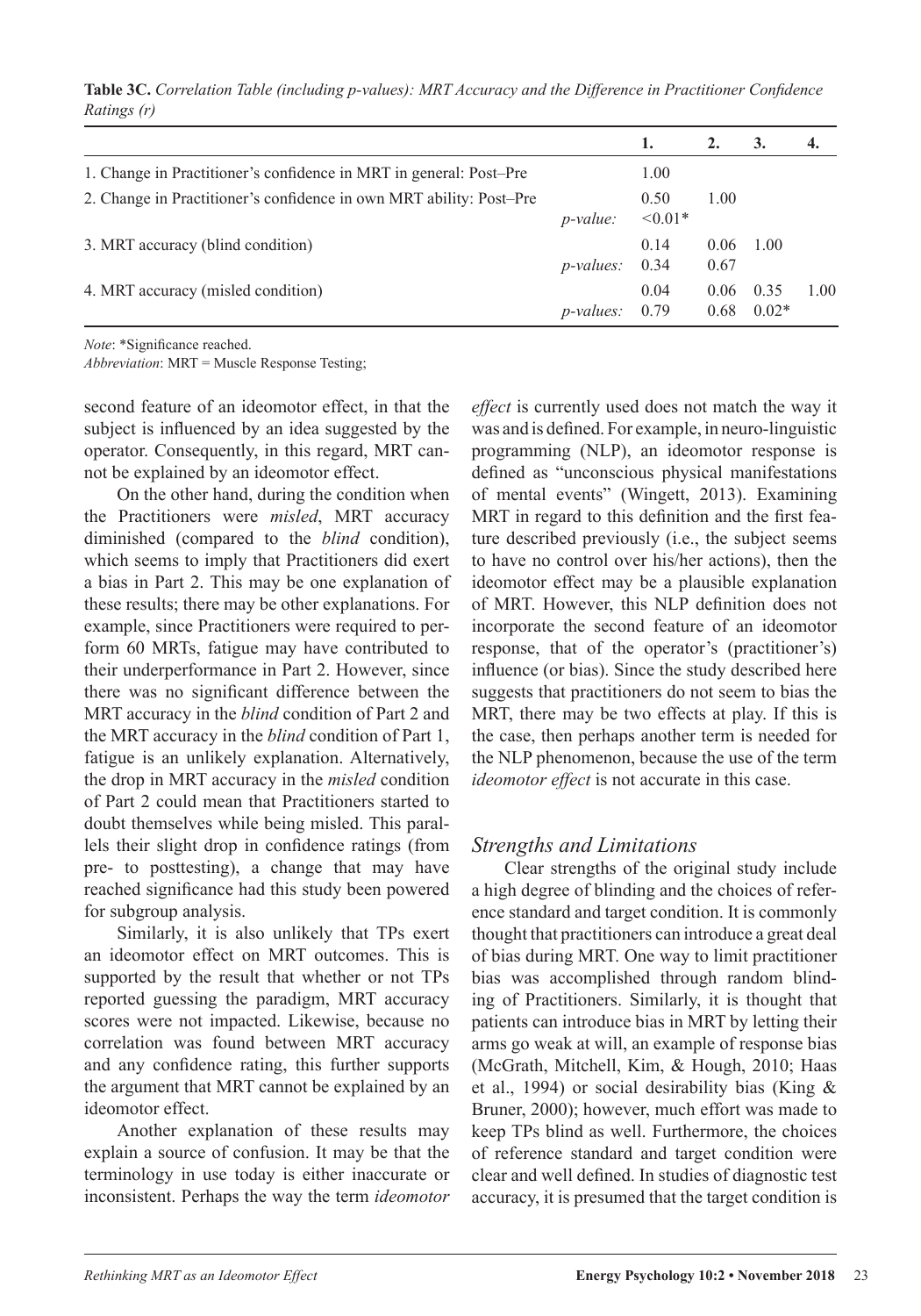**Table 3C.** *Correlation Table (including p-values): MRT Accuracy and the Difference in Practitioner Confidence Ratings (r)*

| | | 1. | 2. | 3. | 4. |
|---|---|---|---|---|---|
| 1. Change in Practitioner's confidence in MRT in general: Post–Pre | | 1.00 | | | |
| 2. Change in Practitioner's confidence in own MRT ability: Post–Pre | | 0.50 | 1.00 | | |
| | *p-value:* | <0.01* | | | |
| 3. MRT accuracy (blind condition) | | 0.14 | 0.06 | 1.00 | |
| | *p-values:* | 0.34 | 0.67 | | |
| 4. MRT accuracy (misled condition) | | 0.04 | 0.06 | 0.35 | 1.00 |
| | *p-values:* | 0.79 | 0.68 | 0.02* | |

*Note*: *Significance reached.
*Abbreviation*: MRT = Muscle Response Testing;

second feature of an ideomotor effect, in that the subject is influenced by an idea suggested by the operator. Consequently, in this regard, MRT cannot be explained by an ideomotor effect.

On the other hand, during the condition when the Practitioners were *misled*, MRT accuracy diminished (compared to the *blind* condition), which seems to imply that Practitioners did exert a bias in Part 2. This may be one explanation of these results; there may be other explanations. For example, since Practitioners were required to perform 60 MRTs, fatigue may have contributed to their underperformance in Part 2. However, since there was no significant difference between the MRT accuracy in the *blind* condition of Part 2 and the MRT accuracy in the *blind* condition of Part 1, fatigue is an unlikely explanation. Alternatively, the drop in MRT accuracy in the *misled* condition of Part 2 could mean that Practitioners started to doubt themselves while being misled. This parallels their slight drop in confidence ratings (from pre- to posttesting), a change that may have reached significance had this study been powered for subgroup analysis.

Similarly, it is also unlikely that TPs exert an ideomotor effect on MRT outcomes. This is supported by the result that whether or not TPs reported guessing the paradigm, MRT accuracy scores were not impacted. Likewise, because no correlation was found between MRT accuracy and any confidence rating, this further supports the argument that MRT cannot be explained by an ideomotor effect.

Another explanation of these results may explain a source of confusion. It may be that the terminology in use today is either inaccurate or inconsistent. Perhaps the way the term *ideomotor effect* is currently used does not match the way it was and is defined. For example, in neuro-linguistic programming (NLP), an ideomotor response is defined as "unconscious physical manifestations of mental events" (Wingett, 2013). Examining MRT in regard to this definition and the first feature described previously (i.e., the subject seems to have no control over his/her actions), then the ideomotor effect may be a plausible explanation of MRT. However, this NLP definition does not incorporate the second feature of an ideomotor response, that of the operator's (practitioner's) influence (or bias). Since the study described here suggests that practitioners do not seem to bias the MRT, there may be two effects at play. If this is the case, then perhaps another term is needed for the NLP phenomenon, because the use of the term *ideomotor effect* is not accurate in this case.

## *Strengths and Limitations*

Clear strengths of the original study include a high degree of blinding and the choices of reference standard and target condition. It is commonly thought that practitioners can introduce a great deal of bias during MRT. One way to limit practitioner bias was accomplished through random blinding of Practitioners. Similarly, it is thought that patients can introduce bias in MRT by letting their arms go weak at will, an example of response bias (McGrath, Mitchell, Kim, & Hough, 2010; Haas et al., 1994) or social desirability bias (King & Bruner, 2000); however, much effort was made to keep TPs blind as well. Furthermore, the choices of reference standard and target condition were clear and well defined. In studies of diagnostic test accuracy, it is presumed that the target condition is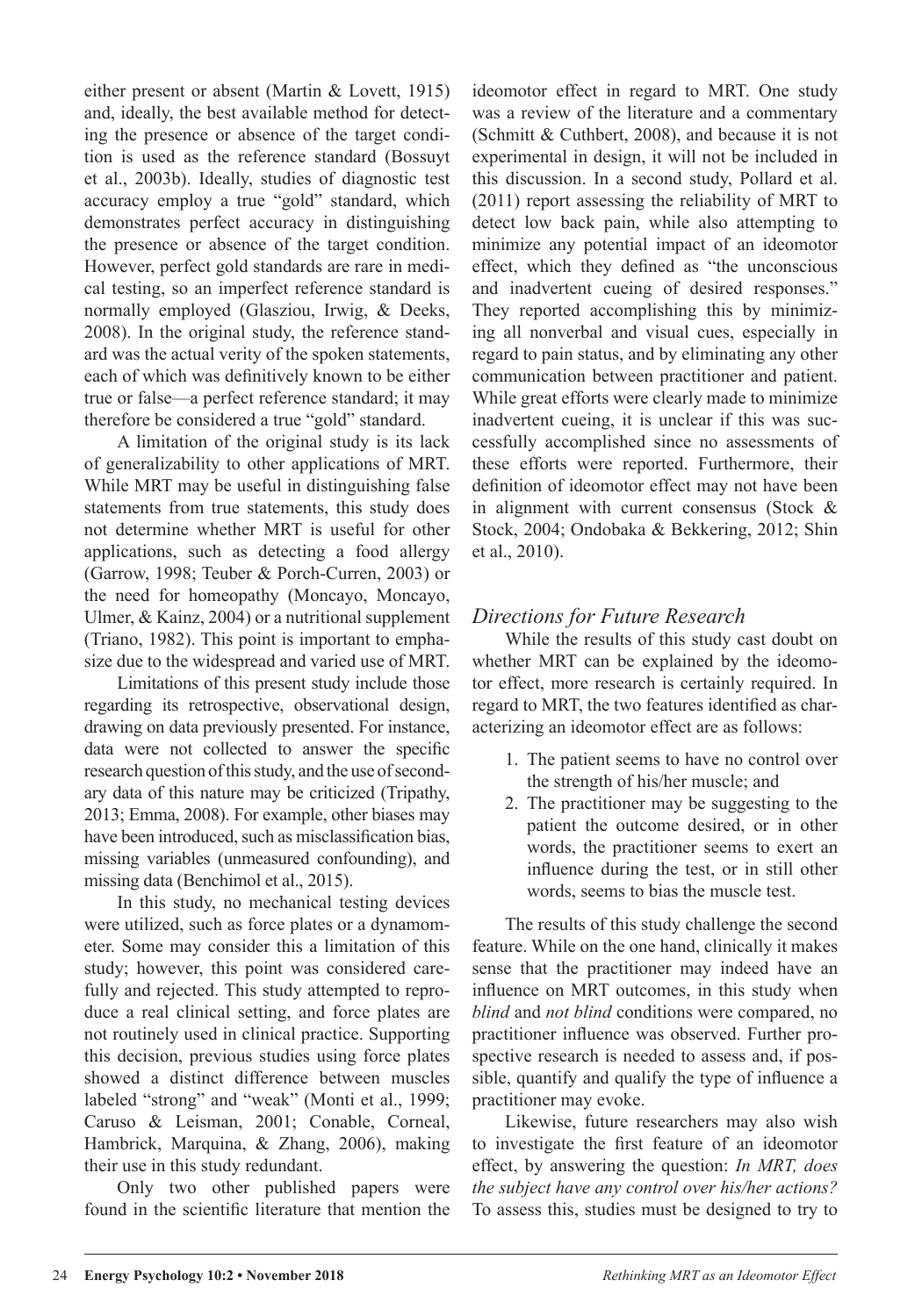either present or absent (Martin & Lovett, 1915) and, ideally, the best available method for detecting the presence or absence of the target condition is used as the reference standard (Bossuyt et al., 2003b). Ideally, studies of diagnostic test accuracy employ a true "gold" standard, which demonstrates perfect accuracy in distinguishing the presence or absence of the target condition. However, perfect gold standards are rare in medical testing, so an imperfect reference standard is normally employed (Glasziou, Irwig, & Deeks, 2008). In the original study, the reference standard was the actual verity of the spoken statements, each of which was definitively known to be either true or false—a perfect reference standard; it may therefore be considered a true "gold" standard.

A limitation of the original study is its lack of generalizability to other applications of MRT. While MRT may be useful in distinguishing false statements from true statements, this study does not determine whether MRT is useful for other applications, such as detecting a food allergy (Garrow, 1998; Teuber & Porch-Curren, 2003) or the need for homeopathy (Moncayo, Moncayo, Ulmer, & Kainz, 2004) or a nutritional supplement (Triano, 1982). This point is important to emphasize due to the widespread and varied use of MRT.

Limitations of this present study include those regarding its retrospective, observational design, drawing on data previously presented. For instance, data were not collected to answer the specific research question of this study, and the use of secondary data of this nature may be criticized (Tripathy, 2013; Emma, 2008). For example, other biases may have been introduced, such as misclassification bias, missing variables (unmeasured confounding), and missing data (Benchimol et al., 2015).

In this study, no mechanical testing devices were utilized, such as force plates or a dynamometer. Some may consider this a limitation of this study; however, this point was considered carefully and rejected. This study attempted to reproduce a real clinical setting, and force plates are not routinely used in clinical practice. Supporting this decision, previous studies using force plates showed a distinct difference between muscles labeled "strong" and "weak" (Monti et al., 1999; Caruso & Leisman, 2001; Conable, Corneal, Hambrick, Marquina, & Zhang, 2006), making their use in this study redundant.

Only two other published papers were found in the scientific literature that mention the ideomotor effect in regard to MRT. One study was a review of the literature and a commentary (Schmitt & Cuthbert, 2008), and because it is not experimental in design, it will not be included in this discussion. In a second study, Pollard et al. (2011) report assessing the reliability of MRT to detect low back pain, while also attempting to minimize any potential impact of an ideomotor effect, which they defined as "the unconscious and inadvertent cueing of desired responses." They reported accomplishing this by minimizing all nonverbal and visual cues, especially in regard to pain status, and by eliminating any other communication between practitioner and patient. While great efforts were clearly made to minimize inadvertent cueing, it is unclear if this was successfully accomplished since no assessments of these efforts were reported. Furthermore, their definition of ideomotor effect may not have been in alignment with current consensus (Stock & Stock, 2004; Ondobaka & Bekkering, 2012; Shin et al., 2010).

### *Directions for Future Research*

While the results of this study cast doubt on whether MRT can be explained by the ideomotor effect, more research is certainly required. In regard to MRT, the two features identified as characterizing an ideomotor effect are as follows:

1. The patient seems to have no control over the strength of his/her muscle; and
2. The practitioner may be suggesting to the patient the outcome desired, or in other words, the practitioner seems to exert an influence during the test, or in still other words, seems to bias the muscle test.

The results of this study challenge the second feature. While on the one hand, clinically it makes sense that the practitioner may indeed have an influence on MRT outcomes, in this study when *blind* and *not blind* conditions were compared, no practitioner influence was observed. Further prospective research is needed to assess and, if possible, quantify and qualify the type of influence a practitioner may evoke.

Likewise, future researchers may also wish to investigate the first feature of an ideomotor effect, by answering the question: *In MRT, does the subject have any control over his/her actions?* To assess this, studies must be designed to try to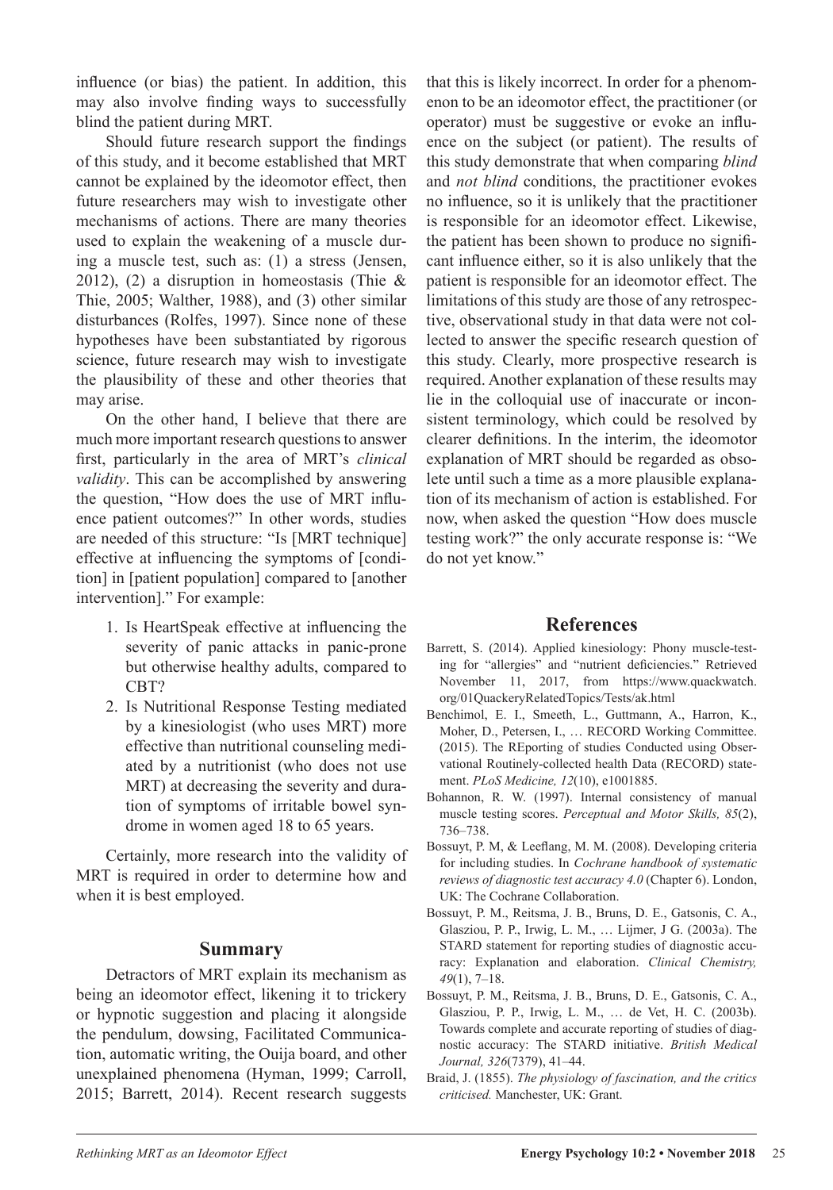influence (or bias) the patient. In addition, this may also involve finding ways to successfully blind the patient during MRT.

Should future research support the findings of this study, and it become established that MRT cannot be explained by the ideomotor effect, then future researchers may wish to investigate other mechanisms of actions. There are many theories used to explain the weakening of a muscle during a muscle test, such as: (1) a stress (Jensen, 2012), (2) a disruption in homeostasis (Thie & Thie, 2005; Walther, 1988), and (3) other similar disturbances (Rolfes, 1997). Since none of these hypotheses have been substantiated by rigorous science, future research may wish to investigate the plausibility of these and other theories that may arise.

On the other hand, I believe that there are much more important research questions to answer first, particularly in the area of MRT's *clinical validity*. This can be accomplished by answering the question, "How does the use of MRT influence patient outcomes?" In other words, studies are needed of this structure: "Is [MRT technique] effective at influencing the symptoms of [condition] in [patient population] compared to [another intervention]." For example:

1. Is HeartSpeak effective at influencing the severity of panic attacks in panic-prone but otherwise healthy adults, compared to CBT?
2. Is Nutritional Response Testing mediated by a kinesiologist (who uses MRT) more effective than nutritional counseling mediated by a nutritionist (who does not use MRT) at decreasing the severity and duration of symptoms of irritable bowel syndrome in women aged 18 to 65 years.

Certainly, more research into the validity of MRT is required in order to determine how and when it is best employed.

## Summary

Detractors of MRT explain its mechanism as being an ideomotor effect, likening it to trickery or hypnotic suggestion and placing it alongside the pendulum, dowsing, Facilitated Communication, automatic writing, the Ouija board, and other unexplained phenomena (Hyman, 1999; Carroll, 2015; Barrett, 2014). Recent research suggests that this is likely incorrect. In order for a phenomenon to be an ideomotor effect, the practitioner (or operator) must be suggestive or evoke an influence on the subject (or patient). The results of this study demonstrate that when comparing *blind* and *not blind* conditions, the practitioner evokes no influence, so it is unlikely that the practitioner is responsible for an ideomotor effect. Likewise, the patient has been shown to produce no significant influence either, so it is also unlikely that the patient is responsible for an ideomotor effect. The limitations of this study are those of any retrospective, observational study in that data were not collected to answer the specific research question of this study. Clearly, more prospective research is required. Another explanation of these results may lie in the colloquial use of inaccurate or inconsistent terminology, which could be resolved by clearer definitions. In the interim, the ideomotor explanation of MRT should be regarded as obsolete until such a time as a more plausible explanation of its mechanism of action is established. For now, when asked the question "How does muscle testing work?" the only accurate response is: "We do not yet know."

## References

Barrett, S. (2014). Applied kinesiology: Phony muscle-testing for "allergies" and "nutrient deficiencies." Retrieved November 11, 2017, from https://www.quackwatch.org/01QuackeryRelatedTopics/Tests/ak.html

Benchimol, E. I., Smeeth, L., Guttmann, A., Harron, K., Moher, D., Petersen, I., … RECORD Working Committee. (2015). The REporting of studies Conducted using Observational Routinely-collected health Data (RECORD) statement. *PLoS Medicine, 12*(10), e1001885.

Bohannon, R. W. (1997). Internal consistency of manual muscle testing scores. *Perceptual and Motor Skills, 85*(2), 736–738.

Bossuyt, P. M, & Leeflang, M. M. (2008). Developing criteria for including studies. In *Cochrane handbook of systematic reviews of diagnostic test accuracy 4.0* (Chapter 6). London, UK: The Cochrane Collaboration.

Bossuyt, P. M., Reitsma, J. B., Bruns, D. E., Gatsonis, C. A., Glasziou, P. P., Irwig, L. M., … Lijmer, J G. (2003a). The STARD statement for reporting studies of diagnostic accuracy: Explanation and elaboration. *Clinical Chemistry, 49*(1), 7–18.

Bossuyt, P. M., Reitsma, J. B., Bruns, D. E., Gatsonis, C. A., Glasziou, P. P., Irwig, L. M., … de Vet, H. C. (2003b). Towards complete and accurate reporting of studies of diagnostic accuracy: The STARD initiative. *British Medical Journal, 326*(7379), 41–44.

Braid, J. (1855). *The physiology of fascination, and the critics criticised.* Manchester, UK: Grant.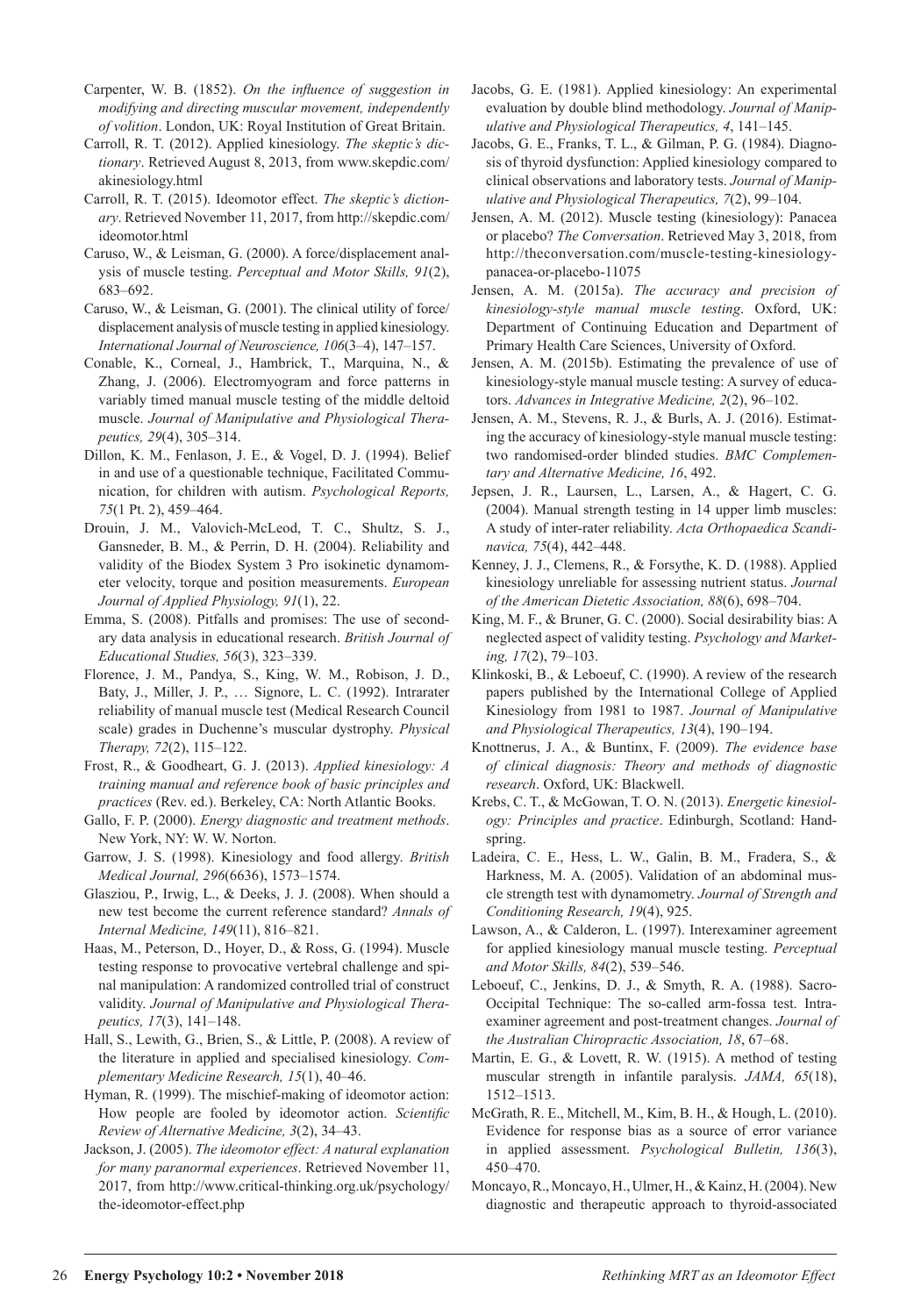Carpenter, W. B. (1852). *On the influence of suggestion in modifying and directing muscular movement, independently of volition*. London, UK: Royal Institution of Great Britain.

Carroll, R. T. (2012). Applied kinesiology. *The skeptic's dictionary*. Retrieved August 8, 2013, from www.skepdic.com/akinesiology.html

Carroll, R. T. (2015). Ideomotor effect. *The skeptic's dictionary*. Retrieved November 11, 2017, from http://skepdic.com/ideomotor.html

Caruso, W., & Leisman, G. (2000). A force/displacement analysis of muscle testing. *Perceptual and Motor Skills, 91*(2), 683–692.

Caruso, W., & Leisman, G. (2001). The clinical utility of force/displacement analysis of muscle testing in applied kinesiology. *International Journal of Neuroscience, 106*(3–4), 147–157.

Conable, K., Corneal, J., Hambrick, T., Marquina, N., & Zhang, J. (2006). Electromyogram and force patterns in variably timed manual muscle testing of the middle deltoid muscle. *Journal of Manipulative and Physiological Therapeutics, 29*(4), 305–314.

Dillon, K. M., Fenlason, J. E., & Vogel, D. J. (1994). Belief in and use of a questionable technique, Facilitated Communication, for children with autism. *Psychological Reports, 75*(1 Pt. 2), 459–464.

Drouin, J. M., Valovich-McLeod, T. C., Shultz, S. J., Gansneder, B. M., & Perrin, D. H. (2004). Reliability and validity of the Biodex System 3 Pro isokinetic dynamometer velocity, torque and position measurements. *European Journal of Applied Physiology, 91*(1), 22.

Emma, S. (2008). Pitfalls and promises: The use of secondary data analysis in educational research. *British Journal of Educational Studies, 56*(3), 323–339.

Florence, J. M., Pandya, S., King, W. M., Robison, J. D., Baty, J., Miller, J. P., … Signore, L. C. (1992). Intrarater reliability of manual muscle test (Medical Research Council scale) grades in Duchenne's muscular dystrophy. *Physical Therapy, 72*(2), 115–122.

Frost, R., & Goodheart, G. J. (2013). *Applied kinesiology: A training manual and reference book of basic principles and practices* (Rev. ed.). Berkeley, CA: North Atlantic Books.

Gallo, F. P. (2000). *Energy diagnostic and treatment methods*. New York, NY: W. W. Norton.

Garrow, J. S. (1998). Kinesiology and food allergy. *British Medical Journal, 296*(6636), 1573–1574.

Glasziou, P., Irwig, L., & Deeks, J. J. (2008). When should a new test become the current reference standard? *Annals of Internal Medicine, 149*(11), 816–821.

Haas, M., Peterson, D., Hoyer, D., & Ross, G. (1994). Muscle testing response to provocative vertebral challenge and spinal manipulation: A randomized controlled trial of construct validity. *Journal of Manipulative and Physiological Therapeutics, 17*(3), 141–148.

Hall, S., Lewith, G., Brien, S., & Little, P. (2008). A review of the literature in applied and specialised kinesiology. *Complementary Medicine Research, 15*(1), 40–46.

Hyman, R. (1999). The mischief-making of ideomotor action: How people are fooled by ideomotor action. *Scientific Review of Alternative Medicine, 3*(2), 34–43.

Jackson, J. (2005). *The ideomotor effect: A natural explanation for many paranormal experiences*. Retrieved November 11, 2017, from http://www.critical-thinking.org.uk/psychology/the-ideomotor-effect.php

Jacobs, G. E. (1981). Applied kinesiology: An experimental evaluation by double blind methodology. *Journal of Manipulative and Physiological Therapeutics, 4*, 141–145.

Jacobs, G. E., Franks, T. L., & Gilman, P. G. (1984). Diagnosis of thyroid dysfunction: Applied kinesiology compared to clinical observations and laboratory tests. *Journal of Manipulative and Physiological Therapeutics, 7*(2), 99–104.

Jensen, A. M. (2012). Muscle testing (kinesiology): Panacea or placebo? *The Conversation*. Retrieved May 3, 2018, from http://theconversation.com/muscle-testing-kinesiology-panacea-or-placebo-11075

Jensen, A. M. (2015a). *The accuracy and precision of kinesiology-style manual muscle testing*. Oxford, UK: Department of Continuing Education and Department of Primary Health Care Sciences, University of Oxford.

Jensen, A. M. (2015b). Estimating the prevalence of use of kinesiology-style manual muscle testing: A survey of educators. *Advances in Integrative Medicine, 2*(2), 96–102.

Jensen, A. M., Stevens, R. J., & Burls, A. J. (2016). Estimating the accuracy of kinesiology-style manual muscle testing: two randomised-order blinded studies. *BMC Complementary and Alternative Medicine, 16*, 492.

Jepsen, J. R., Laursen, L., Larsen, A., & Hagert, C. G. (2004). Manual strength testing in 14 upper limb muscles: A study of inter-rater reliability. *Acta Orthopaedica Scandinavica, 75*(4), 442–448.

Kenney, J. J., Clemens, R., & Forsythe, K. D. (1988). Applied kinesiology unreliable for assessing nutrient status. *Journal of the American Dietetic Association, 88*(6), 698–704.

King, M. F., & Bruner, G. C. (2000). Social desirability bias: A neglected aspect of validity testing. *Psychology and Marketing, 17*(2), 79–103.

Klinkoski, B., & Leboeuf, C. (1990). A review of the research papers published by the International College of Applied Kinesiology from 1981 to 1987. *Journal of Manipulative and Physiological Therapeutics, 13*(4), 190–194.

Knottnerus, J. A., & Buntinx, F. (2009). *The evidence base of clinical diagnosis: Theory and methods of diagnostic research*. Oxford, UK: Blackwell.

Krebs, C. T., & McGowan, T. O. N. (2013). *Energetic kinesiology: Principles and practice*. Edinburgh, Scotland: Handspring.

Ladeira, C. E., Hess, L. W., Galin, B. M., Fradera, S., & Harkness, M. A. (2005). Validation of an abdominal muscle strength test with dynamometry. *Journal of Strength and Conditioning Research, 19*(4), 925.

Lawson, A., & Calderon, L. (1997). Interexaminer agreement for applied kinesiology manual muscle testing. *Perceptual and Motor Skills, 84*(2), 539–546.

Leboeuf, C., Jenkins, D. J., & Smyth, R. A. (1988). Sacro-Occipital Technique: The so-called arm-fossa test. Intra-examiner agreement and post-treatment changes. *Journal of the Australian Chiropractic Association, 18*, 67–68.

Martin, E. G., & Lovett, R. W. (1915). A method of testing muscular strength in infantile paralysis. *JAMA, 65*(18), 1512–1513.

McGrath, R. E., Mitchell, M., Kim, B. H., & Hough, L. (2010). Evidence for response bias as a source of error variance in applied assessment. *Psychological Bulletin, 136*(3), 450–470.

Moncayo, R., Moncayo, H., Ulmer, H., & Kainz, H. (2004). New diagnostic and therapeutic approach to thyroid-associated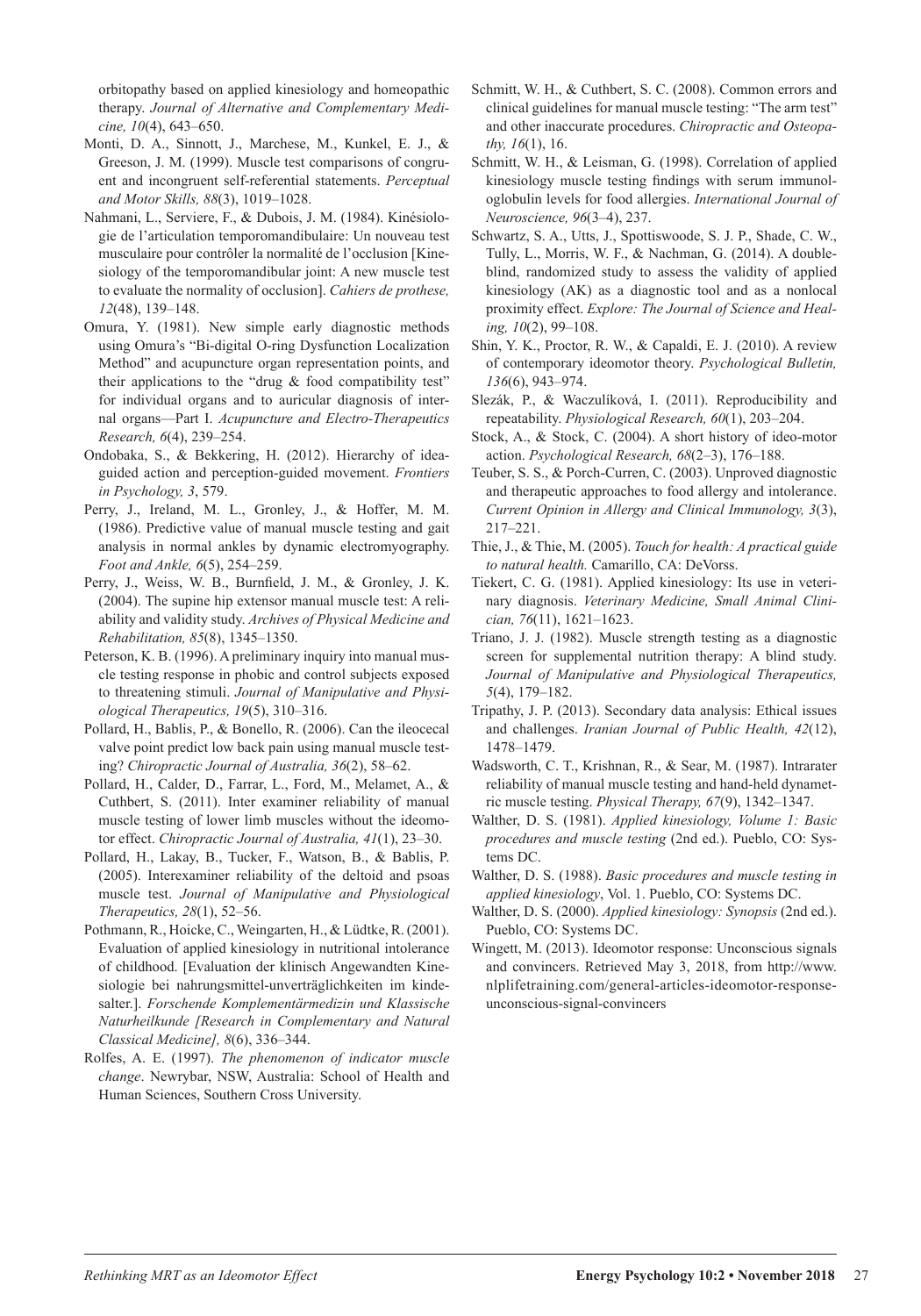orbitopathy based on applied kinesiology and homeopathic therapy. *Journal of Alternative and Complementary Medicine, 10*(4), 643–650.

Monti, D. A., Sinnott, J., Marchese, M., Kunkel, E. J., & Greeson, J. M. (1999). Muscle test comparisons of congruent and incongruent self-referential statements. *Perceptual and Motor Skills, 88*(3), 1019–1028.

Nahmani, L., Serviere, F., & Dubois, J. M. (1984). Kinésiologie de l'articulation temporomandibulaire: Un nouveau test musculaire pour contrôler la normalité de l'occlusion [Kinesiology of the temporomandibular joint: A new muscle test to evaluate the normality of occlusion]. *Cahiers de prothese, 12*(48), 139–148.

Omura, Y. (1981). New simple early diagnostic methods using Omura's "Bi-digital O-ring Dysfunction Localization Method" and acupuncture organ representation points, and their applications to the "drug & food compatibility test" for individual organs and to auricular diagnosis of internal organs—Part I. *Acupuncture and Electro-Therapeutics Research, 6*(4), 239–254.

Ondobaka, S., & Bekkering, H. (2012). Hierarchy of idea-guided action and perception-guided movement. *Frontiers in Psychology, 3*, 579.

Perry, J., Ireland, M. L., Gronley, J., & Hoffer, M. M. (1986). Predictive value of manual muscle testing and gait analysis in normal ankles by dynamic electromyography. *Foot and Ankle, 6*(5), 254–259.

Perry, J., Weiss, W. B., Burnfield, J. M., & Gronley, J. K. (2004). The supine hip extensor manual muscle test: A reliability and validity study. *Archives of Physical Medicine and Rehabilitation, 85*(8), 1345–1350.

Peterson, K. B. (1996). A preliminary inquiry into manual muscle testing response in phobic and control subjects exposed to threatening stimuli. *Journal of Manipulative and Physiological Therapeutics, 19*(5), 310–316.

Pollard, H., Bablis, P., & Bonello, R. (2006). Can the ileocecal valve point predict low back pain using manual muscle testing? *Chiropractic Journal of Australia, 36*(2), 58–62.

Pollard, H., Calder, D., Farrar, L., Ford, M., Melamet, A., & Cuthbert, S. (2011). Inter examiner reliability of manual muscle testing of lower limb muscles without the ideomotor effect. *Chiropractic Journal of Australia, 41*(1), 23–30.

Pollard, H., Lakay, B., Tucker, F., Watson, B., & Bablis, P. (2005). Interexaminer reliability of the deltoid and psoas muscle test. *Journal of Manipulative and Physiological Therapeutics, 28*(1), 52–56.

Pothmann, R., Hoicke, C., Weingarten, H., & Lüdtke, R. (2001). Evaluation of applied kinesiology in nutritional intolerance of childhood. [Evaluation der klinisch Angewandten Kinesiologie bei nahrungsmittel-unverträglichkeiten im kindesalter.]. *Forschende Komplementärmedizin und Klassische Naturheilkunde [Research in Complementary and Natural Classical Medicine], 8*(6), 336–344.

Rolfes, A. E. (1997). *The phenomenon of indicator muscle change*. Newrybar, NSW, Australia: School of Health and Human Sciences, Southern Cross University.

Schmitt, W. H., & Cuthbert, S. C. (2008). Common errors and clinical guidelines for manual muscle testing: "The arm test" and other inaccurate procedures. *Chiropractic and Osteopathy, 16*(1), 16.

Schmitt, W. H., & Leisman, G. (1998). Correlation of applied kinesiology muscle testing findings with serum immunoglobulin levels for food allergies. *International Journal of Neuroscience, 96*(3–4), 237.

Schwartz, S. A., Utts, J., Spottiswoode, S. J. P., Shade, C. W., Tully, L., Morris, W. F., & Nachman, G. (2014). A double-blind, randomized study to assess the validity of applied kinesiology (AK) as a diagnostic tool and as a nonlocal proximity effect. *Explore: The Journal of Science and Healing, 10*(2), 99–108.

Shin, Y. K., Proctor, R. W., & Capaldi, E. J. (2010). A review of contemporary ideomotor theory. *Psychological Bulletin, 136*(6), 943–974.

Slezák, P., & Waczulíková, I. (2011). Reproducibility and repeatability. *Physiological Research, 60*(1), 203–204.

Stock, A., & Stock, C. (2004). A short history of ideo-motor action. *Psychological Research, 68*(2–3), 176–188.

Teuber, S. S., & Porch-Curren, C. (2003). Unproved diagnostic and therapeutic approaches to food allergy and intolerance. *Current Opinion in Allergy and Clinical Immunology, 3*(3), 217–221.

Thie, J., & Thie, M. (2005). *Touch for health: A practical guide to natural health.* Camarillo, CA: DeVorss.

Tiekert, C. G. (1981). Applied kinesiology: Its use in veterinary diagnosis. *Veterinary Medicine, Small Animal Clinician, 76*(11), 1621–1623.

Triano, J. J. (1982). Muscle strength testing as a diagnostic screen for supplemental nutrition therapy: A blind study. *Journal of Manipulative and Physiological Therapeutics, 5*(4), 179–182.

Tripathy, J. P. (2013). Secondary data analysis: Ethical issues and challenges. *Iranian Journal of Public Health, 42*(12), 1478–1479.

Wadsworth, C. T., Krishnan, R., & Sear, M. (1987). Intrarater reliability of manual muscle testing and hand-held dynametric muscle testing. *Physical Therapy, 67*(9), 1342–1347.

Walther, D. S. (1981). *Applied kinesiology, Volume 1: Basic procedures and muscle testing* (2nd ed.). Pueblo, CO: Systems DC.

Walther, D. S. (1988). *Basic procedures and muscle testing in applied kinesiology*, Vol. 1. Pueblo, CO: Systems DC.

Walther, D. S. (2000). *Applied kinesiology: Synopsis* (2nd ed.). Pueblo, CO: Systems DC.

Wingett, M. (2013). Ideomotor response: Unconscious signals and convincers. Retrieved May 3, 2018, from http://www.nlplifetraining.com/general-articles-ideomotor-response-unconscious-signal-convincers